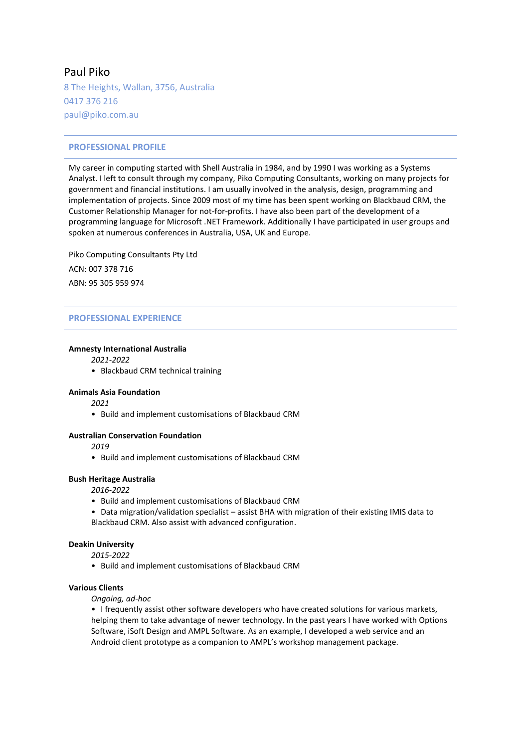# Paul Piko

8 The Heights, Wallan, 3756, Australia
0417 376 216
paul@piko.com.au

## PROFESSIONAL PROFILE

My career in computing started with Shell Australia in 1984, and by 1990 I was working as a Systems Analyst. I left to consult through my company, Piko Computing Consultants, working on many projects for government and financial institutions. I am usually involved in the analysis, design, programming and implementation of projects. Since 2009 most of my time has been spent working on Blackbaud CRM, the Customer Relationship Manager for not-for-profits. I have also been part of the development of a programming language for Microsoft .NET Framework. Additionally I have participated in user groups and spoken at numerous conferences in Australia, USA, UK and Europe.

Piko Computing Consultants Pty Ltd

ACN: 007 378 716

ABN: 95 305 959 974

## PROFESSIONAL EXPERIENCE

**Amnesty International Australia**

*2021-2022*

- Blackbaud CRM technical training

**Animals Asia Foundation**

*2021*

- Build and implement customisations of Blackbaud CRM

**Australian Conservation Foundation**

*2019*

- Build and implement customisations of Blackbaud CRM

**Bush Heritage Australia**

*2016-2022*

- Build and implement customisations of Blackbaud CRM
- Data migration/validation specialist – assist BHA with migration of their existing IMIS data to Blackbaud CRM. Also assist with advanced configuration.

**Deakin University**

*2015-2022*

- Build and implement customisations of Blackbaud CRM

**Various Clients**

*Ongoing, ad-hoc*

- I frequently assist other software developers who have created solutions for various markets, helping them to take advantage of newer technology. In the past years I have worked with Options Software, iSoft Design and AMPL Software. As an example, I developed a web service and an Android client prototype as a companion to AMPL's workshop management package.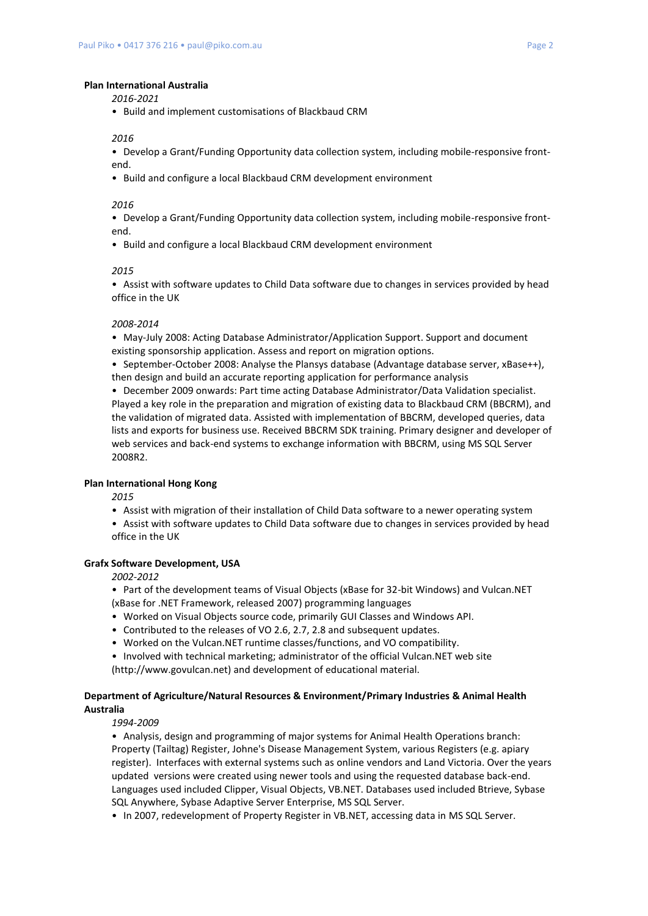**Plan International Australia**

*2016-2021*

- Build and implement customisations of Blackbaud CRM

*2016*

- Develop a Grant/Funding Opportunity data collection system, including mobile-responsive front-end.
- Build and configure a local Blackbaud CRM development environment

*2016*

- Develop a Grant/Funding Opportunity data collection system, including mobile-responsive front-end.
- Build and configure a local Blackbaud CRM development environment

*2015*

- Assist with software updates to Child Data software due to changes in services provided by head office in the UK

*2008-2014*

- May-July 2008: Acting Database Administrator/Application Support. Support and document existing sponsorship application. Assess and report on migration options.
- September-October 2008: Analyse the Plansys database (Advantage database server, xBase++), then design and build an accurate reporting application for performance analysis
- December 2009 onwards: Part time acting Database Administrator/Data Validation specialist. Played a key role in the preparation and migration of existing data to Blackbaud CRM (BBCRM), and the validation of migrated data. Assisted with implementation of BBCRM, developed queries, data lists and exports for business use. Received BBCRM SDK training. Primary designer and developer of web services and back-end systems to exchange information with BBCRM, using MS SQL Server 2008R2.

**Plan International Hong Kong**

*2015*

- Assist with migration of their installation of Child Data software to a newer operating system
- Assist with software updates to Child Data software due to changes in services provided by head office in the UK

**Grafx Software Development, USA**

*2002-2012*

- Part of the development teams of Visual Objects (xBase for 32-bit Windows) and Vulcan.NET (xBase for .NET Framework, released 2007) programming languages
- Worked on Visual Objects source code, primarily GUI Classes and Windows API.
- Contributed to the releases of VO 2.6, 2.7, 2.8 and subsequent updates.
- Worked on the Vulcan.NET runtime classes/functions, and VO compatibility.
- Involved with technical marketing; administrator of the official Vulcan.NET web site (http://www.govulcan.net) and development of educational material.

**Department of Agriculture/Natural Resources & Environment/Primary Industries & Animal Health Australia**

*1994-2009*

- Analysis, design and programming of major systems for Animal Health Operations branch: Property (Tailtag) Register, Johne's Disease Management System, various Registers (e.g. apiary register). Interfaces with external systems such as online vendors and Land Victoria. Over the years updated versions were created using newer tools and using the requested database back-end. Languages used included Clipper, Visual Objects, VB.NET. Databases used included Btrieve, Sybase SQL Anywhere, Sybase Adaptive Server Enterprise, MS SQL Server.
- In 2007, redevelopment of Property Register in VB.NET, accessing data in MS SQL Server.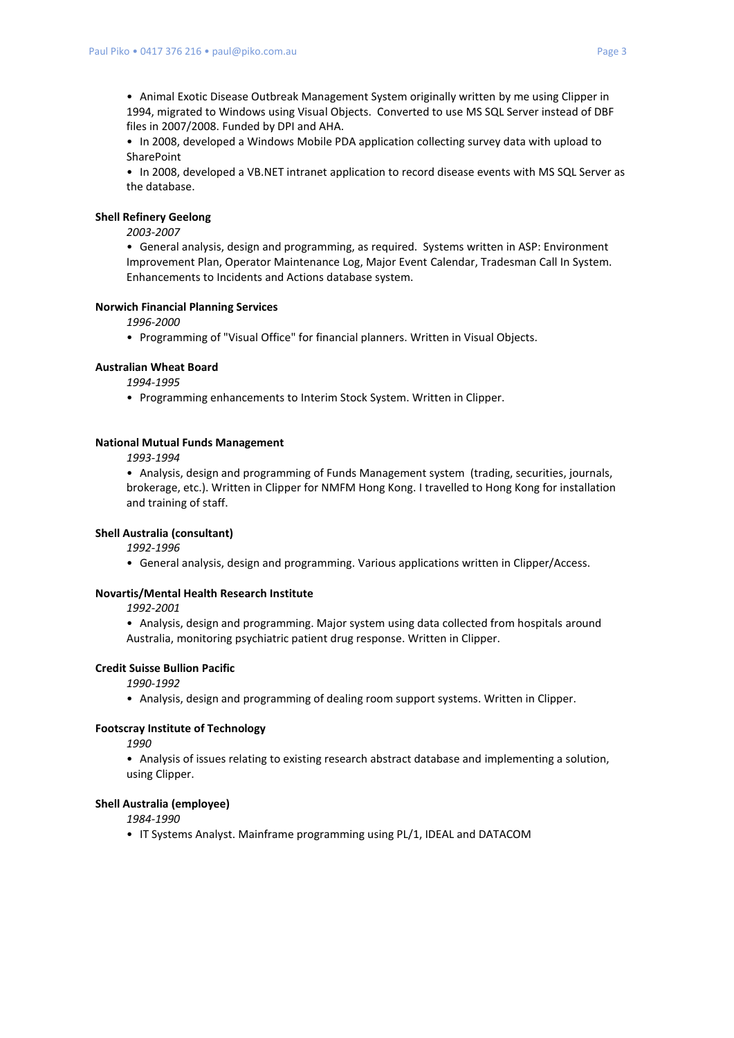- Animal Exotic Disease Outbreak Management System originally written by me using Clipper in 1994, migrated to Windows using Visual Objects. Converted to use MS SQL Server instead of DBF files in 2007/2008. Funded by DPI and AHA.
- In 2008, developed a Windows Mobile PDA application collecting survey data with upload to SharePoint
- In 2008, developed a VB.NET intranet application to record disease events with MS SQL Server as the database.

**Shell Refinery Geelong**

*2003-2007*

- General analysis, design and programming, as required. Systems written in ASP: Environment Improvement Plan, Operator Maintenance Log, Major Event Calendar, Tradesman Call In System. Enhancements to Incidents and Actions database system.

**Norwich Financial Planning Services**

*1996-2000*

- Programming of "Visual Office" for financial planners. Written in Visual Objects.

**Australian Wheat Board**

*1994-1995*

- Programming enhancements to Interim Stock System. Written in Clipper.

**National Mutual Funds Management**

*1993-1994*

- Analysis, design and programming of Funds Management system (trading, securities, journals, brokerage, etc.). Written in Clipper for NMFM Hong Kong. I travelled to Hong Kong for installation and training of staff.

**Shell Australia (consultant)**

*1992-1996*

- General analysis, design and programming. Various applications written in Clipper/Access.

**Novartis/Mental Health Research Institute**

*1992-2001*

- Analysis, design and programming. Major system using data collected from hospitals around Australia, monitoring psychiatric patient drug response. Written in Clipper.

**Credit Suisse Bullion Pacific**

*1990-1992*

- Analysis, design and programming of dealing room support systems. Written in Clipper.

**Footscray Institute of Technology**

*1990*

- Analysis of issues relating to existing research abstract database and implementing a solution, using Clipper.

**Shell Australia (employee)**

*1984-1990*

- IT Systems Analyst. Mainframe programming using PL/1, IDEAL and DATACOM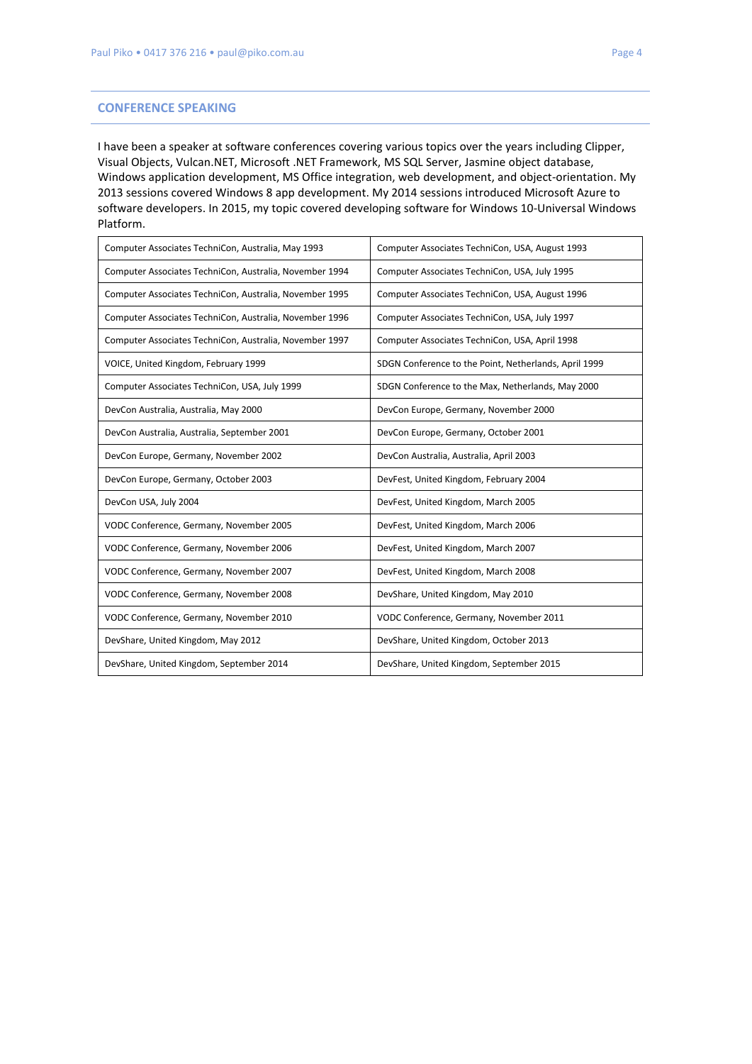## CONFERENCE SPEAKING

I have been a speaker at software conferences covering various topics over the years including Clipper, Visual Objects, Vulcan.NET, Microsoft .NET Framework, MS SQL Server, Jasmine object database, Windows application development, MS Office integration, web development, and object-orientation. My 2013 sessions covered Windows 8 app development. My 2014 sessions introduced Microsoft Azure to software developers. In 2015, my topic covered developing software for Windows 10-Universal Windows Platform.

| | |
|---|---|
| Computer Associates TechniCon, Australia, May 1993 | Computer Associates TechniCon, USA, August 1993 |
| Computer Associates TechniCon, Australia, November 1994 | Computer Associates TechniCon, USA, July 1995 |
| Computer Associates TechniCon, Australia, November 1995 | Computer Associates TechniCon, USA, August 1996 |
| Computer Associates TechniCon, Australia, November 1996 | Computer Associates TechniCon, USA, July 1997 |
| Computer Associates TechniCon, Australia, November 1997 | Computer Associates TechniCon, USA, April 1998 |
| VOICE, United Kingdom, February 1999 | SDGN Conference to the Point, Netherlands, April 1999 |
| Computer Associates TechniCon, USA, July 1999 | SDGN Conference to the Max, Netherlands, May 2000 |
| DevCon Australia, Australia, May 2000 | DevCon Europe, Germany, November 2000 |
| DevCon Australia, Australia, September 2001 | DevCon Europe, Germany, October 2001 |
| DevCon Europe, Germany, November 2002 | DevCon Australia, Australia, April 2003 |
| DevCon Europe, Germany, October 2003 | DevFest, United Kingdom, February 2004 |
| DevCon USA, July 2004 | DevFest, United Kingdom, March 2005 |
| VODC Conference, Germany, November 2005 | DevFest, United Kingdom, March 2006 |
| VODC Conference, Germany, November 2006 | DevFest, United Kingdom, March 2007 |
| VODC Conference, Germany, November 2007 | DevFest, United Kingdom, March 2008 |
| VODC Conference, Germany, November 2008 | DevShare, United Kingdom, May 2010 |
| VODC Conference, Germany, November 2010 | VODC Conference, Germany, November 2011 |
| DevShare, United Kingdom, May 2012 | DevShare, United Kingdom, October 2013 |
| DevShare, United Kingdom, September 2014 | DevShare, United Kingdom, September 2015 |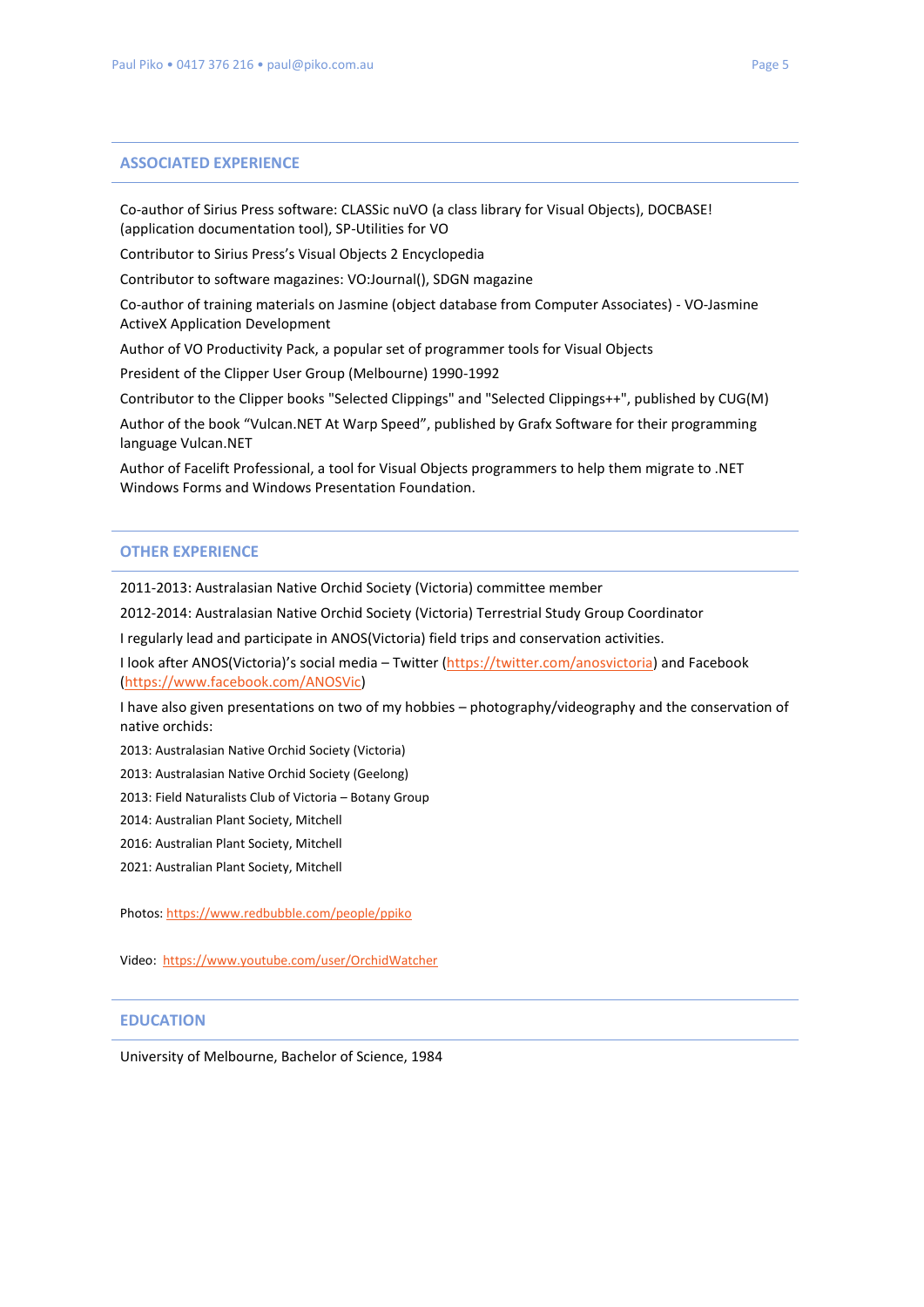## ASSOCIATED EXPERIENCE

Co-author of Sirius Press software: CLASSic nuVO (a class library for Visual Objects), DOCBASE! (application documentation tool), SP-Utilities for VO

Contributor to Sirius Press's Visual Objects 2 Encyclopedia

Contributor to software magazines: VO:Journal(), SDGN magazine

Co-author of training materials on Jasmine (object database from Computer Associates) - VO-Jasmine ActiveX Application Development

Author of VO Productivity Pack, a popular set of programmer tools for Visual Objects

President of the Clipper User Group (Melbourne) 1990-1992

Contributor to the Clipper books "Selected Clippings" and "Selected Clippings++", published by CUG(M)

Author of the book "Vulcan.NET At Warp Speed", published by Grafx Software for their programming language Vulcan.NET

Author of Facelift Professional, a tool for Visual Objects programmers to help them migrate to .NET Windows Forms and Windows Presentation Foundation.

## OTHER EXPERIENCE

2011-2013: Australasian Native Orchid Society (Victoria) committee member

2012-2014: Australasian Native Orchid Society (Victoria) Terrestrial Study Group Coordinator

I regularly lead and participate in ANOS(Victoria) field trips and conservation activities.

I look after ANOS(Victoria)'s social media – Twitter (https://twitter.com/anosvictoria) and Facebook (https://www.facebook.com/ANOSVic)

I have also given presentations on two of my hobbies – photography/videography and the conservation of native orchids:

2013: Australasian Native Orchid Society (Victoria)

2013: Australasian Native Orchid Society (Geelong)

2013: Field Naturalists Club of Victoria – Botany Group

2014: Australian Plant Society, Mitchell

2016: Australian Plant Society, Mitchell

2021: Australian Plant Society, Mitchell

Photos: https://www.redbubble.com/people/ppiko

Video: https://www.youtube.com/user/OrchidWatcher

## EDUCATION

University of Melbourne, Bachelor of Science, 1984